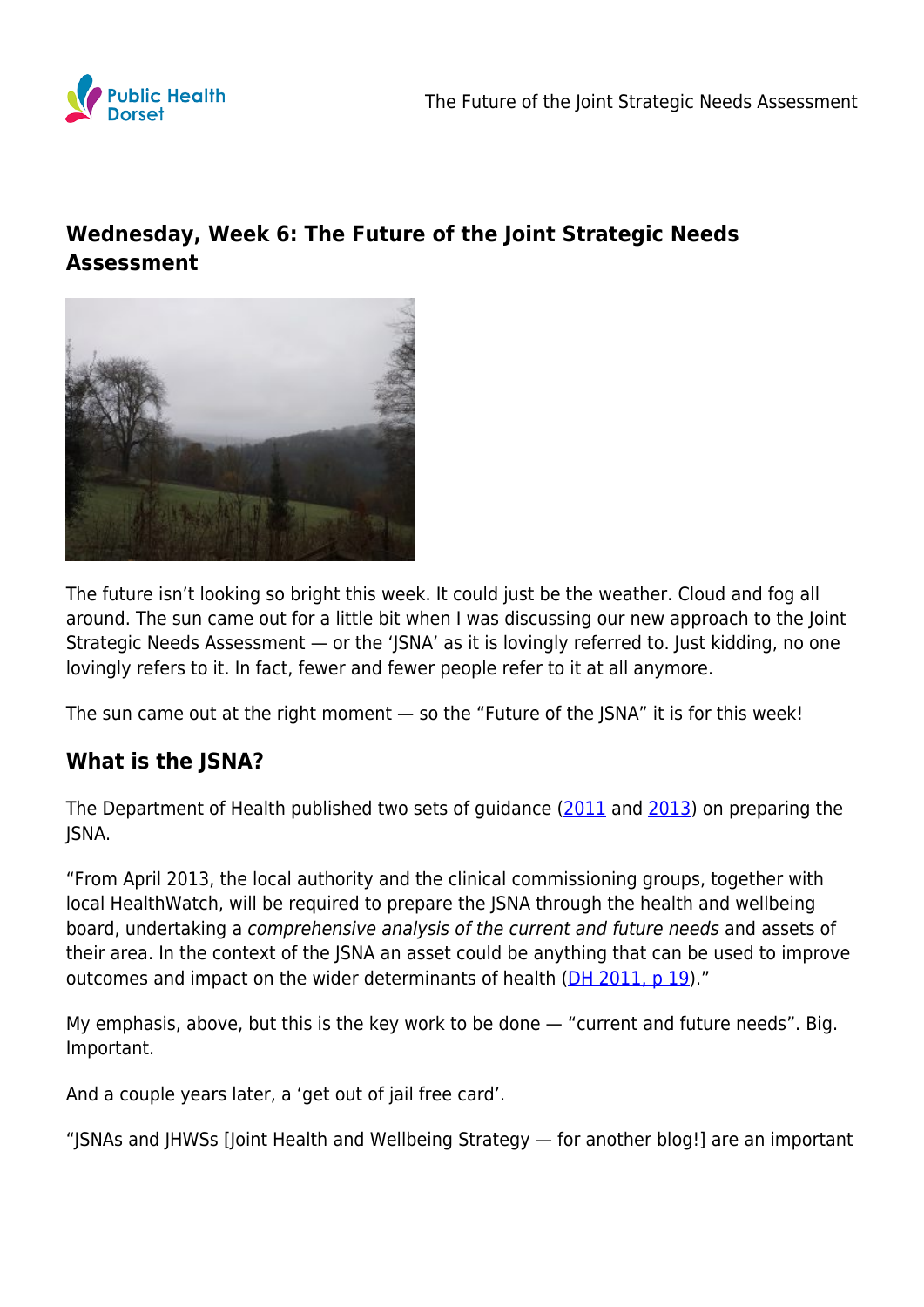## Wednesday, Week 6: The Future of the Joint Strategic Needs Assessment

The future isn't looking so bright this week. It could just be the weather. Cloud and fog all around. The sun came out for a little bit when I was discussing our new approach to the Joint Strategic Needs Assessment — or the 'JSNA' as it is lovingly referred to. Just kidding, no one lovingly refers to it. In fact, fewer and fewer people refer to it at all anymore.

The sun came out at the right moment — so the "Future of the JSNA" it is for this week!

### What is the JSNA?

The Department of Health published two sets of guidance (2011 and 2013) on preparing the JSNA.

"From April 2013, the local authority and the clinical commissioning groups, together with local HealthWatch, will be required to prepare the JSNA through the health and wellbeing board, undertaking a *comprehensive analysis of the current and future needs* and assets of their area. In the context of the JSNA an asset could be anything that can be used to improve outcomes and impact on the wider determinants of health (DH 2011, p 19)."

My emphasis, above, but this is the key work to be done — "current and future needs". Big. Important.

And a couple years later, a 'get out of jail free card'.

"JSNAs and JHWSs [Joint Health and Wellbeing Strategy — for another blog!] are an important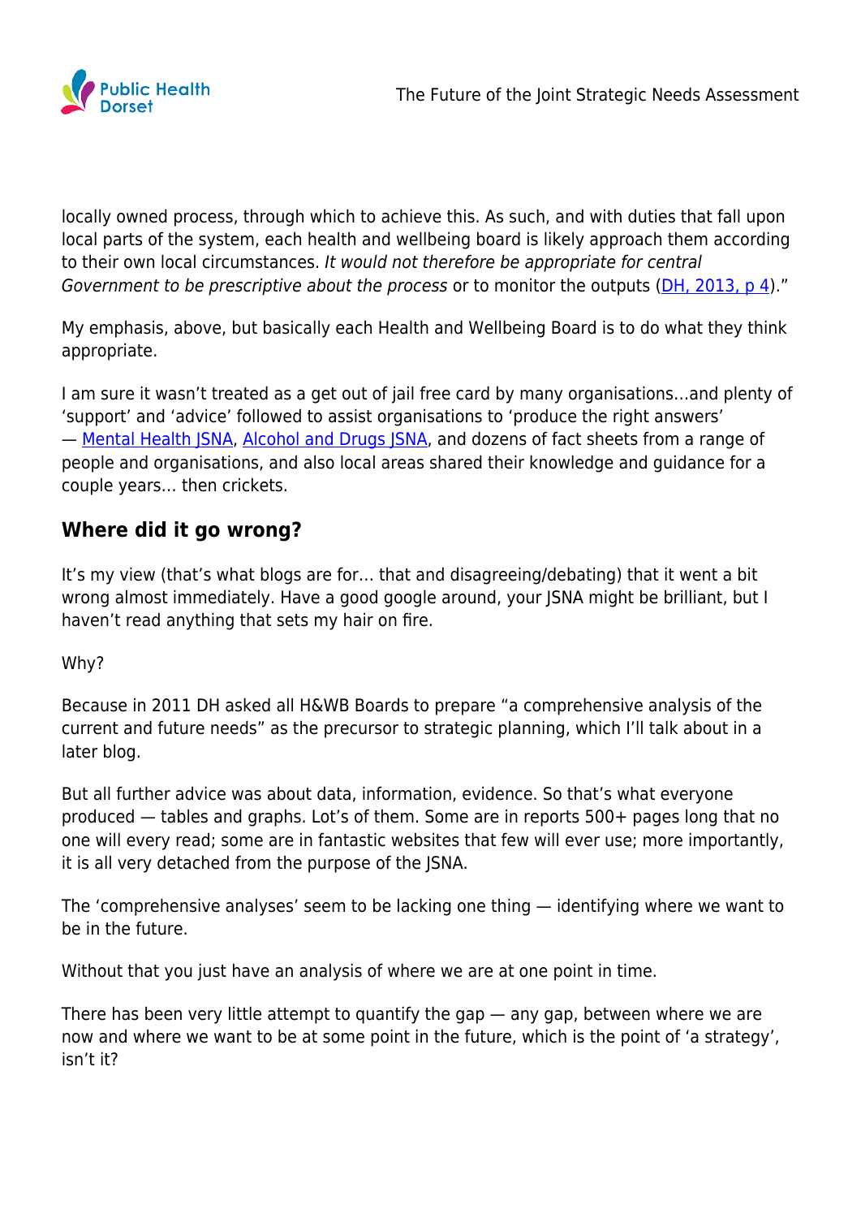locally owned process, through which to achieve this. As such, and with duties that fall upon local parts of the system, each health and wellbeing board is likely approach them according to their own local circumstances. *It would not therefore be appropriate for central Government to be prescriptive about the process* or to monitor the outputs (DH, 2013, p 4)."

My emphasis, above, but basically each Health and Wellbeing Board is to do what they think appropriate.

I am sure it wasn't treated as a get out of jail free card by many organisations…and plenty of 'support' and 'advice' followed to assist organisations to 'produce the right answers' — Mental Health JSNA, Alcohol and Drugs JSNA, and dozens of fact sheets from a range of people and organisations, and also local areas shared their knowledge and guidance for a couple years… then crickets.

## Where did it go wrong?

It's my view (that's what blogs are for… that and disagreeing/debating) that it went a bit wrong almost immediately. Have a good google around, your JSNA might be brilliant, but I haven't read anything that sets my hair on fire.

Why?

Because in 2011 DH asked all H&WB Boards to prepare "a comprehensive analysis of the current and future needs" as the precursor to strategic planning, which I'll talk about in a later blog.

But all further advice was about data, information, evidence. So that's what everyone produced — tables and graphs. Lot's of them. Some are in reports 500+ pages long that no one will every read; some are in fantastic websites that few will ever use; more importantly, it is all very detached from the purpose of the JSNA.

The 'comprehensive analyses' seem to be lacking one thing — identifying where we want to be in the future.

Without that you just have an analysis of where we are at one point in time.

There has been very little attempt to quantify the gap — any gap, between where we are now and where we want to be at some point in the future, which is the point of 'a strategy', isn't it?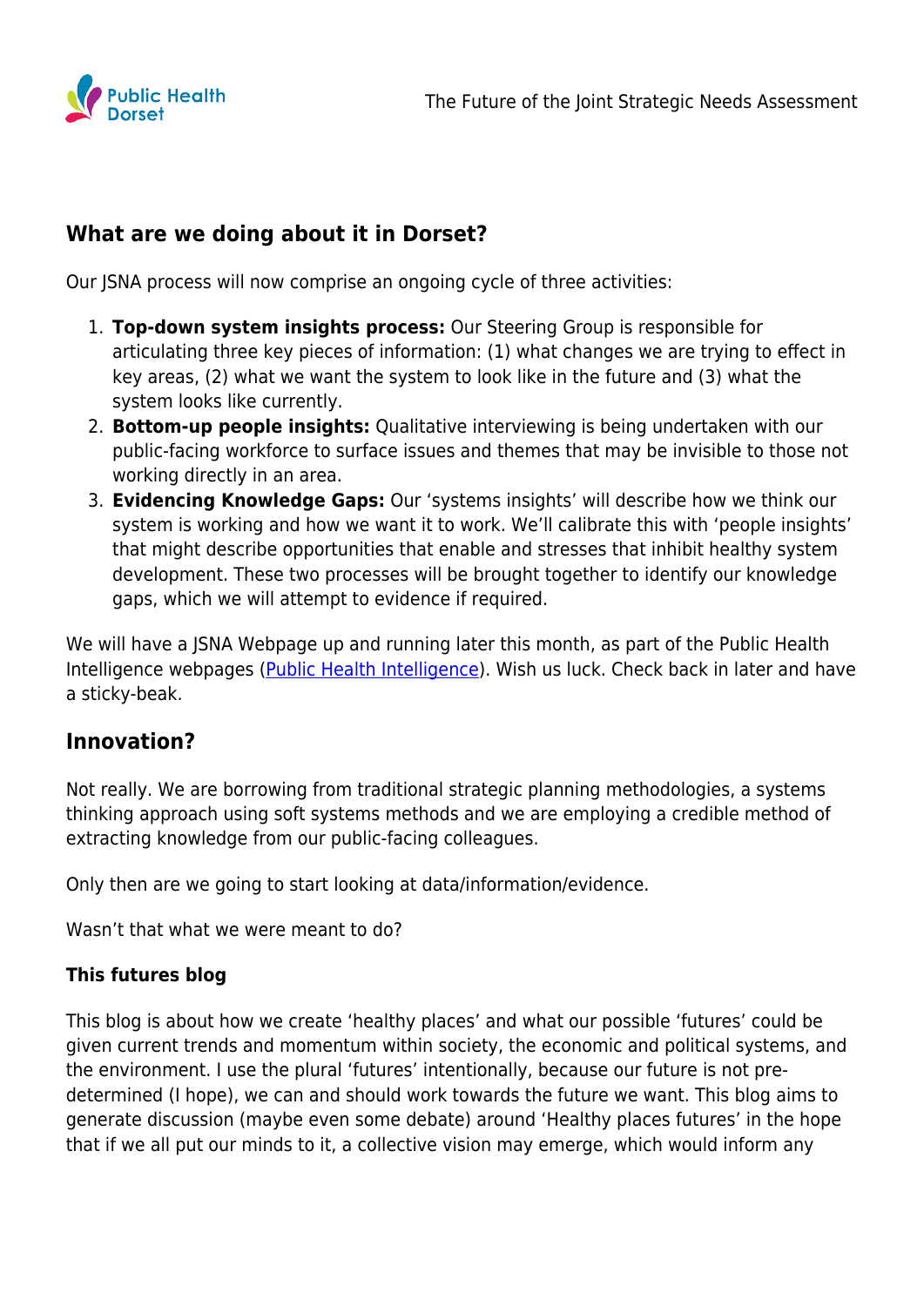## What are we doing about it in Dorset?

Our JSNA process will now comprise an ongoing cycle of three activities:

1. **Top-down system insights process:** Our Steering Group is responsible for articulating three key pieces of information: (1) what changes we are trying to effect in key areas, (2) what we want the system to look like in the future and (3) what the system looks like currently.
2. **Bottom-up people insights:** Qualitative interviewing is being undertaken with our public-facing workforce to surface issues and themes that may be invisible to those not working directly in an area.
3. **Evidencing Knowledge Gaps:** Our 'systems insights' will describe how we think our system is working and how we want it to work. We'll calibrate this with 'people insights' that might describe opportunities that enable and stresses that inhibit healthy system development. These two processes will be brought together to identify our knowledge gaps, which we will attempt to evidence if required.

We will have a JSNA Webpage up and running later this month, as part of the Public Health Intelligence webpages (Public Health Intelligence). Wish us luck. Check back in later and have a sticky-beak.

## Innovation?

Not really. We are borrowing from traditional strategic planning methodologies, a systems thinking approach using soft systems methods and we are employing a credible method of extracting knowledge from our public-facing colleagues.

Only then are we going to start looking at data/information/evidence.

Wasn't that what we were meant to do?

### This futures blog

This blog is about how we create 'healthy places' and what our possible 'futures' could be given current trends and momentum within society, the economic and political systems, and the environment. I use the plural 'futures' intentionally, because our future is not pre-determined (I hope), we can and should work towards the future we want. This blog aims to generate discussion (maybe even some debate) around 'Healthy places futures' in the hope that if we all put our minds to it, a collective vision may emerge, which would inform any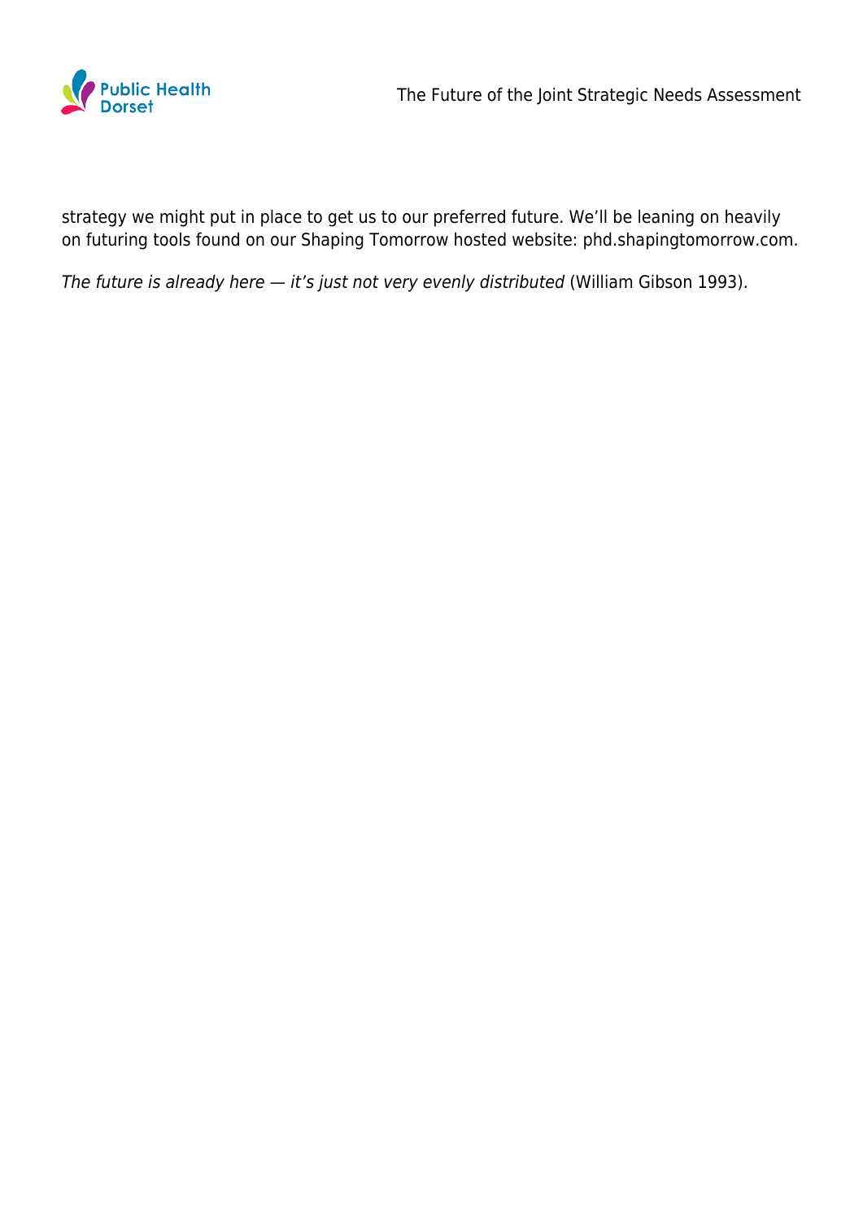strategy we might put in place to get us to our preferred future. We'll be leaning on heavily on futuring tools found on our Shaping Tomorrow hosted website: phd.shapingtomorrow.com.

*The future is already here — it's just not very evenly distributed* (William Gibson 1993).